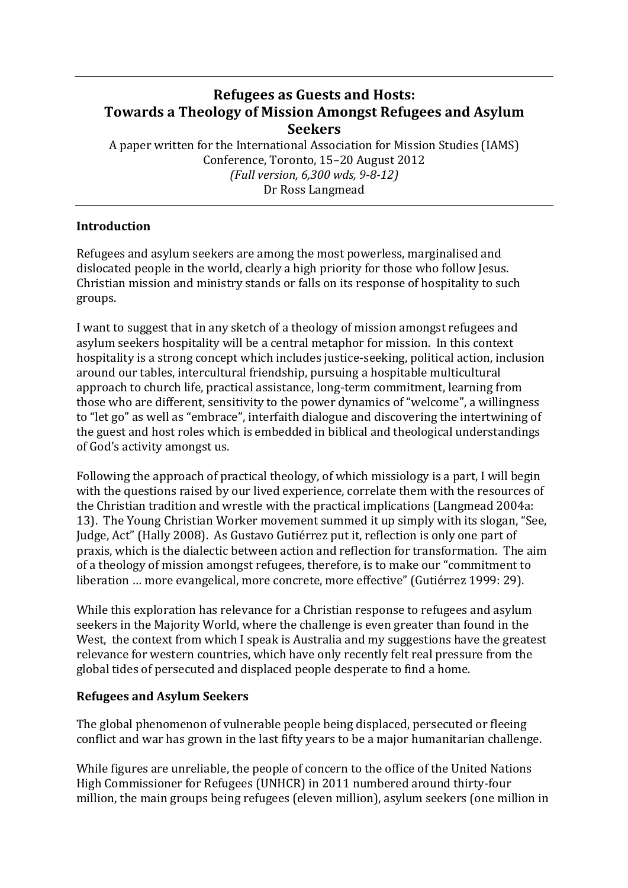# Refugees as Guests and Hosts: Towards a Theology of Mission Amongst Refugees and Asylum Seekers

A paper written for the International Association for Mission Studies (IAMS) Conference, Toronto, 15–20 August 2012
*(Full version, 6,300 wds, 9-8-12)*
Dr Ross Langmead

## Introduction

Refugees and asylum seekers are among the most powerless, marginalised and dislocated people in the world, clearly a high priority for those who follow Jesus. Christian mission and ministry stands or falls on its response of hospitality to such groups.

I want to suggest that in any sketch of a theology of mission amongst refugees and asylum seekers hospitality will be a central metaphor for mission. In this context hospitality is a strong concept which includes justice-seeking, political action, inclusion around our tables, intercultural friendship, pursuing a hospitable multicultural approach to church life, practical assistance, long-term commitment, learning from those who are different, sensitivity to the power dynamics of "welcome", a willingness to "let go" as well as "embrace", interfaith dialogue and discovering the intertwining of the guest and host roles which is embedded in biblical and theological understandings of God's activity amongst us.

Following the approach of practical theology, of which missiology is a part, I will begin with the questions raised by our lived experience, correlate them with the resources of the Christian tradition and wrestle with the practical implications (Langmead 2004a: 13). The Young Christian Worker movement summed it up simply with its slogan, "See, Judge, Act" (Hally 2008). As Gustavo Gutiérrez put it, reflection is only one part of praxis, which is the dialectic between action and reflection for transformation. The aim of a theology of mission amongst refugees, therefore, is to make our "commitment to liberation … more evangelical, more concrete, more effective" (Gutiérrez 1999: 29).

While this exploration has relevance for a Christian response to refugees and asylum seekers in the Majority World, where the challenge is even greater than found in the West, the context from which I speak is Australia and my suggestions have the greatest relevance for western countries, which have only recently felt real pressure from the global tides of persecuted and displaced people desperate to find a home.

## Refugees and Asylum Seekers

The global phenomenon of vulnerable people being displaced, persecuted or fleeing conflict and war has grown in the last fifty years to be a major humanitarian challenge.

While figures are unreliable, the people of concern to the office of the United Nations High Commissioner for Refugees (UNHCR) in 2011 numbered around thirty-four million, the main groups being refugees (eleven million), asylum seekers (one million in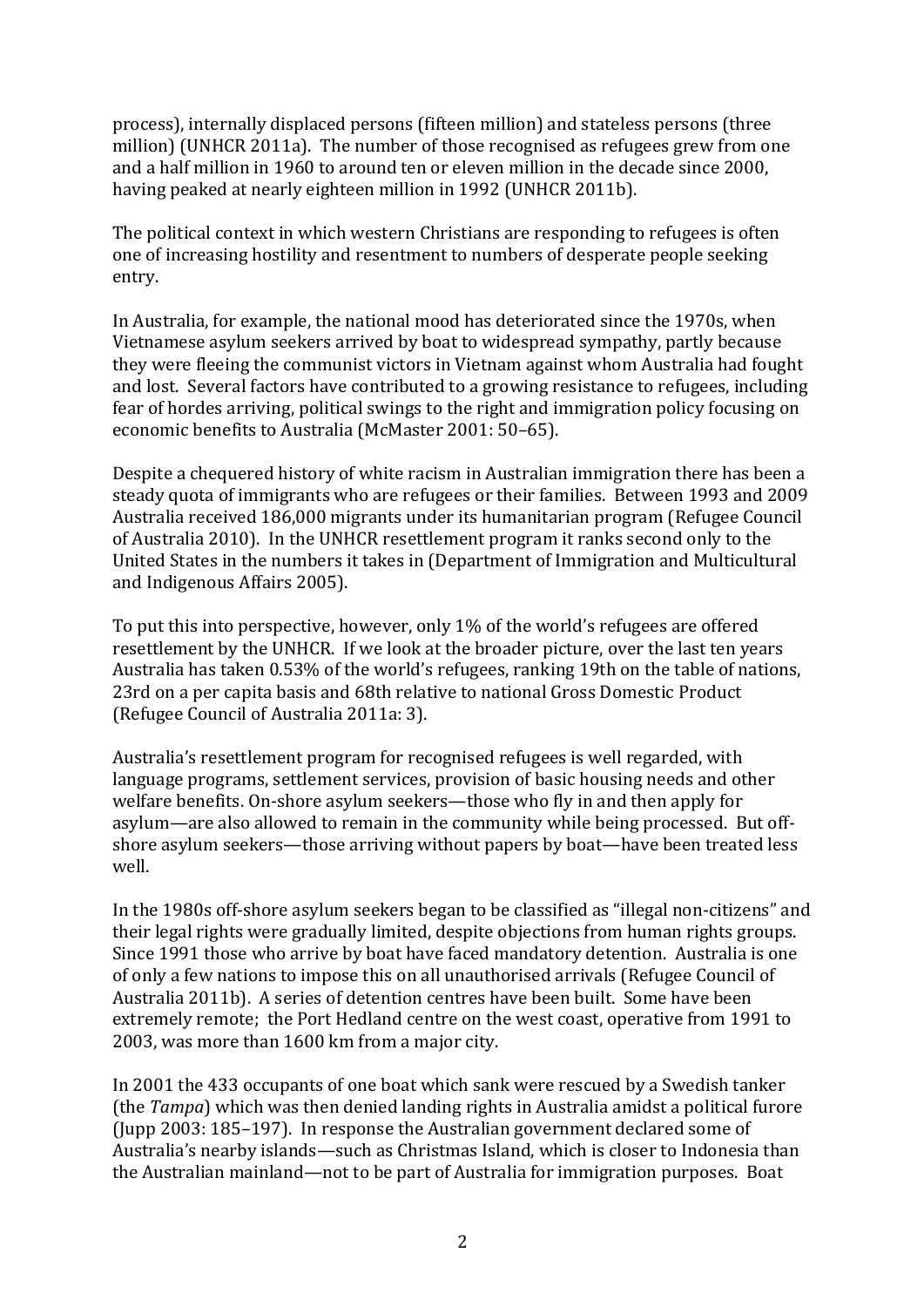process), internally displaced persons (fifteen million) and stateless persons (three million) (UNHCR 2011a). The number of those recognised as refugees grew from one and a half million in 1960 to around ten or eleven million in the decade since 2000, having peaked at nearly eighteen million in 1992 (UNHCR 2011b).

The political context in which western Christians are responding to refugees is often one of increasing hostility and resentment to numbers of desperate people seeking entry.

In Australia, for example, the national mood has deteriorated since the 1970s, when Vietnamese asylum seekers arrived by boat to widespread sympathy, partly because they were fleeing the communist victors in Vietnam against whom Australia had fought and lost. Several factors have contributed to a growing resistance to refugees, including fear of hordes arriving, political swings to the right and immigration policy focusing on economic benefits to Australia (McMaster 2001: 50–65).

Despite a chequered history of white racism in Australian immigration there has been a steady quota of immigrants who are refugees or their families. Between 1993 and 2009 Australia received 186,000 migrants under its humanitarian program (Refugee Council of Australia 2010). In the UNHCR resettlement program it ranks second only to the United States in the numbers it takes in (Department of Immigration and Multicultural and Indigenous Affairs 2005).

To put this into perspective, however, only 1% of the world's refugees are offered resettlement by the UNHCR. If we look at the broader picture, over the last ten years Australia has taken 0.53% of the world's refugees, ranking 19th on the table of nations, 23rd on a per capita basis and 68th relative to national Gross Domestic Product (Refugee Council of Australia 2011a: 3).

Australia's resettlement program for recognised refugees is well regarded, with language programs, settlement services, provision of basic housing needs and other welfare benefits. On-shore asylum seekers—those who fly in and then apply for asylum—are also allowed to remain in the community while being processed. But off-shore asylum seekers—those arriving without papers by boat—have been treated less well.

In the 1980s off-shore asylum seekers began to be classified as "illegal non-citizens" and their legal rights were gradually limited, despite objections from human rights groups. Since 1991 those who arrive by boat have faced mandatory detention. Australia is one of only a few nations to impose this on all unauthorised arrivals (Refugee Council of Australia 2011b). A series of detention centres have been built. Some have been extremely remote; the Port Hedland centre on the west coast, operative from 1991 to 2003, was more than 1600 km from a major city.

In 2001 the 433 occupants of one boat which sank were rescued by a Swedish tanker (the *Tampa*) which was then denied landing rights in Australia amidst a political furore (Jupp 2003: 185–197). In response the Australian government declared some of Australia's nearby islands—such as Christmas Island, which is closer to Indonesia than the Australian mainland—not to be part of Australia for immigration purposes. Boat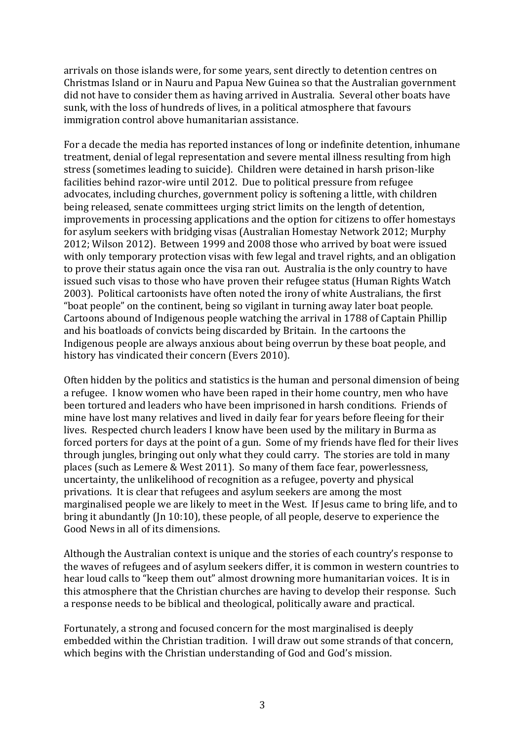arrivals on those islands were, for some years, sent directly to detention centres on Christmas Island or in Nauru and Papua New Guinea so that the Australian government did not have to consider them as having arrived in Australia. Several other boats have sunk, with the loss of hundreds of lives, in a political atmosphere that favours immigration control above humanitarian assistance.

For a decade the media has reported instances of long or indefinite detention, inhumane treatment, denial of legal representation and severe mental illness resulting from high stress (sometimes leading to suicide). Children were detained in harsh prison-like facilities behind razor-wire until 2012. Due to political pressure from refugee advocates, including churches, government policy is softening a little, with children being released, senate committees urging strict limits on the length of detention, improvements in processing applications and the option for citizens to offer homestays for asylum seekers with bridging visas (Australian Homestay Network 2012; Murphy 2012; Wilson 2012). Between 1999 and 2008 those who arrived by boat were issued with only temporary protection visas with few legal and travel rights, and an obligation to prove their status again once the visa ran out. Australia is the only country to have issued such visas to those who have proven their refugee status (Human Rights Watch 2003). Political cartoonists have often noted the irony of white Australians, the first "boat people" on the continent, being so vigilant in turning away later boat people. Cartoons abound of Indigenous people watching the arrival in 1788 of Captain Phillip and his boatloads of convicts being discarded by Britain. In the cartoons the Indigenous people are always anxious about being overrun by these boat people, and history has vindicated their concern (Evers 2010).

Often hidden by the politics and statistics is the human and personal dimension of being a refugee. I know women who have been raped in their home country, men who have been tortured and leaders who have been imprisoned in harsh conditions. Friends of mine have lost many relatives and lived in daily fear for years before fleeing for their lives. Respected church leaders I know have been used by the military in Burma as forced porters for days at the point of a gun. Some of my friends have fled for their lives through jungles, bringing out only what they could carry. The stories are told in many places (such as Lemere & West 2011). So many of them face fear, powerlessness, uncertainty, the unlikelihood of recognition as a refugee, poverty and physical privations. It is clear that refugees and asylum seekers are among the most marginalised people we are likely to meet in the West. If Jesus came to bring life, and to bring it abundantly (Jn 10:10), these people, of all people, deserve to experience the Good News in all of its dimensions.

Although the Australian context is unique and the stories of each country's response to the waves of refugees and of asylum seekers differ, it is common in western countries to hear loud calls to "keep them out" almost drowning more humanitarian voices. It is in this atmosphere that the Christian churches are having to develop their response. Such a response needs to be biblical and theological, politically aware and practical.

Fortunately, a strong and focused concern for the most marginalised is deeply embedded within the Christian tradition. I will draw out some strands of that concern, which begins with the Christian understanding of God and God's mission.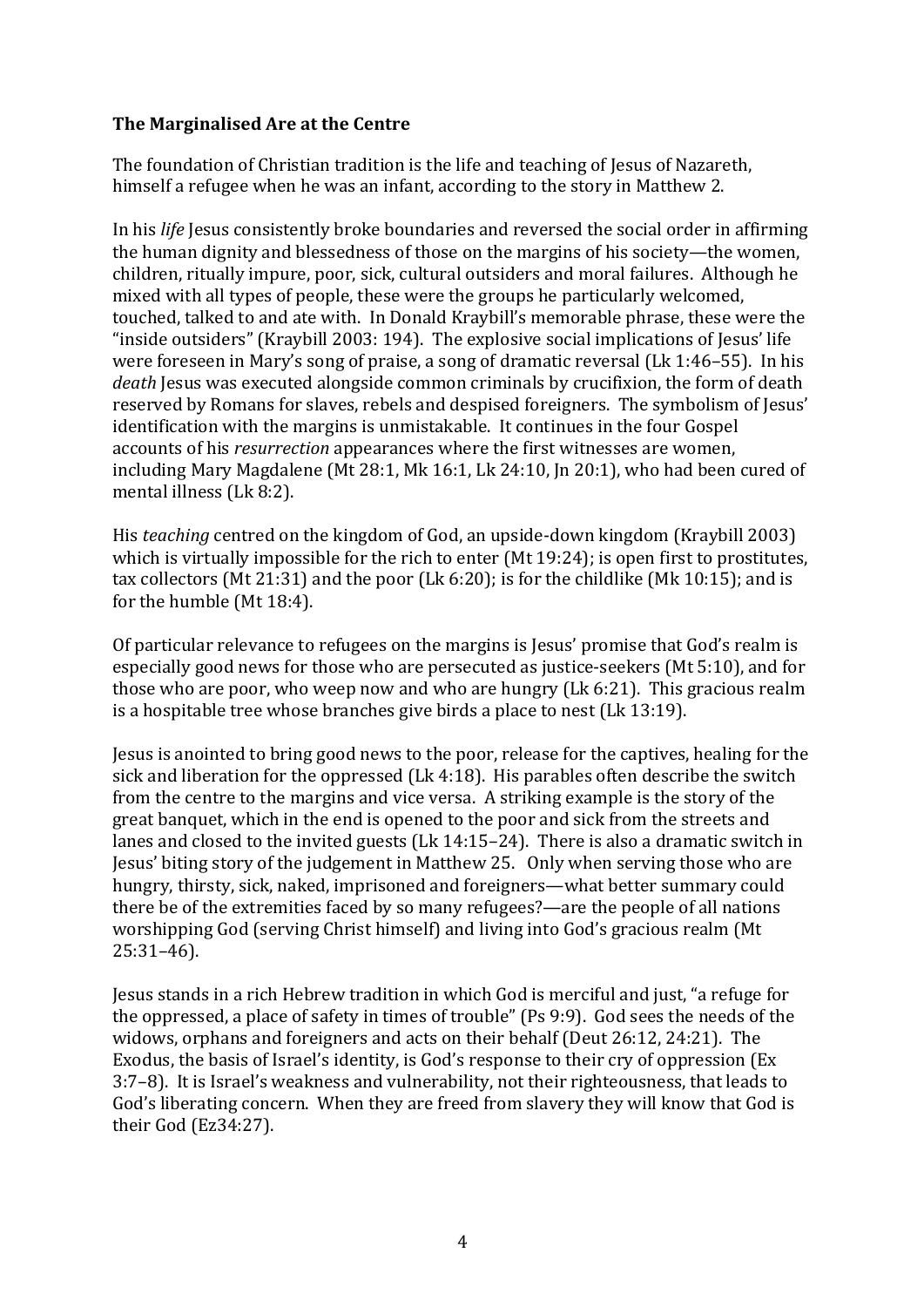**The Marginalised Are at the Centre**

The foundation of Christian tradition is the life and teaching of Jesus of Nazareth, himself a refugee when he was an infant, according to the story in Matthew 2.

In his *life* Jesus consistently broke boundaries and reversed the social order in affirming the human dignity and blessedness of those on the margins of his society—the women, children, ritually impure, poor, sick, cultural outsiders and moral failures. Although he mixed with all types of people, these were the groups he particularly welcomed, touched, talked to and ate with. In Donald Kraybill's memorable phrase, these were the "inside outsiders" (Kraybill 2003: 194). The explosive social implications of Jesus' life were foreseen in Mary's song of praise, a song of dramatic reversal (Lk 1:46–55). In his *death* Jesus was executed alongside common criminals by crucifixion, the form of death reserved by Romans for slaves, rebels and despised foreigners. The symbolism of Jesus' identification with the margins is unmistakable. It continues in the four Gospel accounts of his *resurrection* appearances where the first witnesses are women, including Mary Magdalene (Mt 28:1, Mk 16:1, Lk 24:10, Jn 20:1), who had been cured of mental illness (Lk 8:2).

His *teaching* centred on the kingdom of God, an upside-down kingdom (Kraybill 2003) which is virtually impossible for the rich to enter (Mt 19:24); is open first to prostitutes, tax collectors (Mt 21:31) and the poor (Lk 6:20); is for the childlike (Mk 10:15); and is for the humble (Mt 18:4).

Of particular relevance to refugees on the margins is Jesus' promise that God's realm is especially good news for those who are persecuted as justice-seekers (Mt 5:10), and for those who are poor, who weep now and who are hungry (Lk 6:21). This gracious realm is a hospitable tree whose branches give birds a place to nest (Lk 13:19).

Jesus is anointed to bring good news to the poor, release for the captives, healing for the sick and liberation for the oppressed (Lk 4:18). His parables often describe the switch from the centre to the margins and vice versa. A striking example is the story of the great banquet, which in the end is opened to the poor and sick from the streets and lanes and closed to the invited guests (Lk 14:15–24). There is also a dramatic switch in Jesus' biting story of the judgement in Matthew 25. Only when serving those who are hungry, thirsty, sick, naked, imprisoned and foreigners—what better summary could there be of the extremities faced by so many refugees?—are the people of all nations worshipping God (serving Christ himself) and living into God's gracious realm (Mt 25:31–46).

Jesus stands in a rich Hebrew tradition in which God is merciful and just, "a refuge for the oppressed, a place of safety in times of trouble" (Ps 9:9). God sees the needs of the widows, orphans and foreigners and acts on their behalf (Deut 26:12, 24:21). The Exodus, the basis of Israel's identity, is God's response to their cry of oppression (Ex 3:7–8). It is Israel's weakness and vulnerability, not their righteousness, that leads to God's liberating concern. When they are freed from slavery they will know that God is their God (Ez34:27).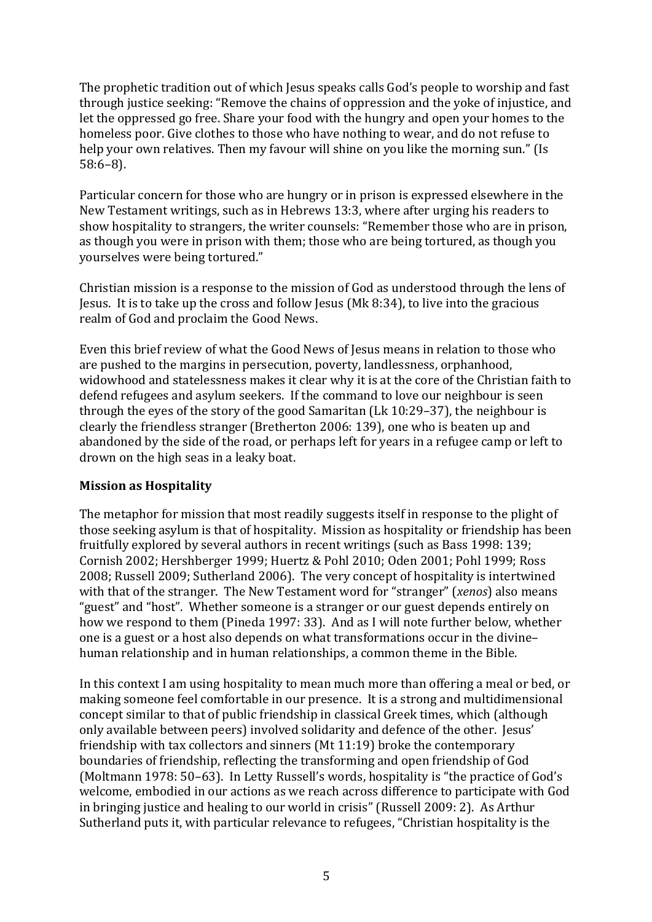The prophetic tradition out of which Jesus speaks calls God's people to worship and fast through justice seeking: "Remove the chains of oppression and the yoke of injustice, and let the oppressed go free. Share your food with the hungry and open your homes to the homeless poor. Give clothes to those who have nothing to wear, and do not refuse to help your own relatives. Then my favour will shine on you like the morning sun." (Is 58:6–8).

Particular concern for those who are hungry or in prison is expressed elsewhere in the New Testament writings, such as in Hebrews 13:3, where after urging his readers to show hospitality to strangers, the writer counsels: "Remember those who are in prison, as though you were in prison with them; those who are being tortured, as though you yourselves were being tortured."

Christian mission is a response to the mission of God as understood through the lens of Jesus. It is to take up the cross and follow Jesus (Mk 8:34), to live into the gracious realm of God and proclaim the Good News.

Even this brief review of what the Good News of Jesus means in relation to those who are pushed to the margins in persecution, poverty, landlessness, orphanhood, widowhood and statelessness makes it clear why it is at the core of the Christian faith to defend refugees and asylum seekers. If the command to love our neighbour is seen through the eyes of the story of the good Samaritan (Lk 10:29–37), the neighbour is clearly the friendless stranger (Bretherton 2006: 139), one who is beaten up and abandoned by the side of the road, or perhaps left for years in a refugee camp or left to drown on the high seas in a leaky boat.

**Mission as Hospitality**

The metaphor for mission that most readily suggests itself in response to the plight of those seeking asylum is that of hospitality. Mission as hospitality or friendship has been fruitfully explored by several authors in recent writings (such as Bass 1998: 139; Cornish 2002; Hershberger 1999; Huertz & Pohl 2010; Oden 2001; Pohl 1999; Ross 2008; Russell 2009; Sutherland 2006). The very concept of hospitality is intertwined with that of the stranger. The New Testament word for "stranger" (*xenos*) also means "guest" and "host". Whether someone is a stranger or our guest depends entirely on how we respond to them (Pineda 1997: 33). And as I will note further below, whether one is a guest or a host also depends on what transformations occur in the divine–human relationship and in human relationships, a common theme in the Bible.

In this context I am using hospitality to mean much more than offering a meal or bed, or making someone feel comfortable in our presence. It is a strong and multidimensional concept similar to that of public friendship in classical Greek times, which (although only available between peers) involved solidarity and defence of the other. Jesus' friendship with tax collectors and sinners (Mt 11:19) broke the contemporary boundaries of friendship, reflecting the transforming and open friendship of God (Moltmann 1978: 50–63). In Letty Russell's words, hospitality is "the practice of God's welcome, embodied in our actions as we reach across difference to participate with God in bringing justice and healing to our world in crisis" (Russell 2009: 2). As Arthur Sutherland puts it, with particular relevance to refugees, "Christian hospitality is the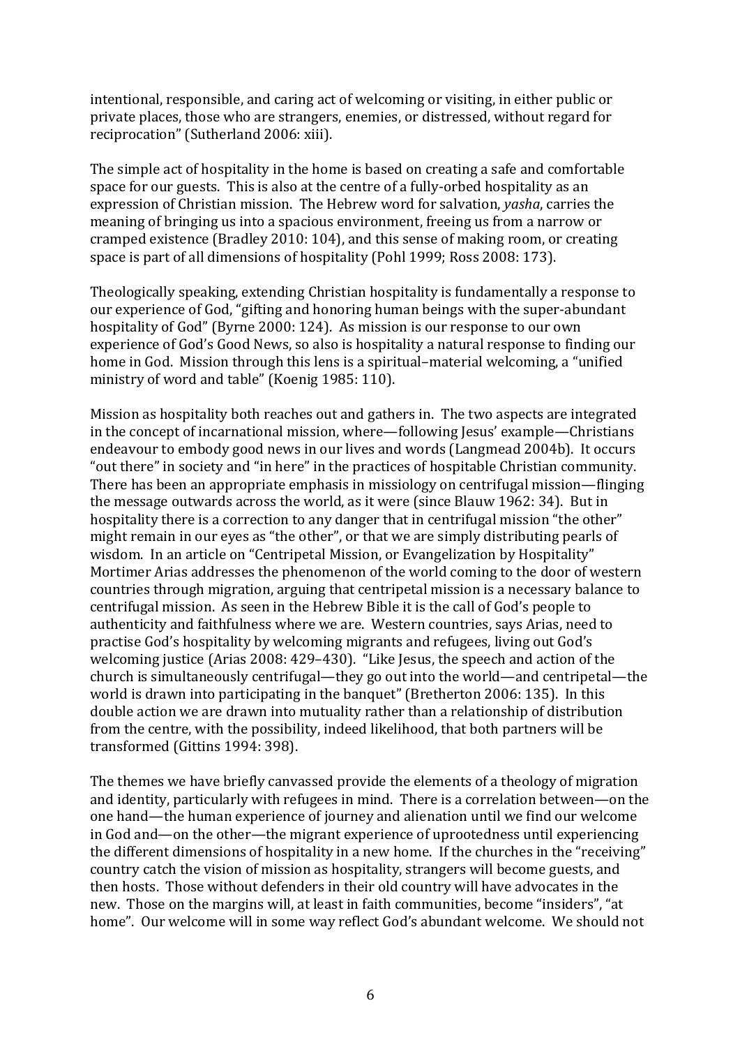intentional, responsible, and caring act of welcoming or visiting, in either public or private places, those who are strangers, enemies, or distressed, without regard for reciprocation" (Sutherland 2006: xiii).

The simple act of hospitality in the home is based on creating a safe and comfortable space for our guests. This is also at the centre of a fully-orbed hospitality as an expression of Christian mission. The Hebrew word for salvation, *yasha*, carries the meaning of bringing us into a spacious environment, freeing us from a narrow or cramped existence (Bradley 2010: 104), and this sense of making room, or creating space is part of all dimensions of hospitality (Pohl 1999; Ross 2008: 173).

Theologically speaking, extending Christian hospitality is fundamentally a response to our experience of God, "gifting and honoring human beings with the super-abundant hospitality of God" (Byrne 2000: 124). As mission is our response to our own experience of God's Good News, so also is hospitality a natural response to finding our home in God. Mission through this lens is a spiritual–material welcoming, a "unified ministry of word and table" (Koenig 1985: 110).

Mission as hospitality both reaches out and gathers in. The two aspects are integrated in the concept of incarnational mission, where—following Jesus' example—Christians endeavour to embody good news in our lives and words (Langmead 2004b). It occurs "out there" in society and "in here" in the practices of hospitable Christian community. There has been an appropriate emphasis in missiology on centrifugal mission—flinging the message outwards across the world, as it were (since Blauw 1962: 34). But in hospitality there is a correction to any danger that in centrifugal mission "the other" might remain in our eyes as "the other", or that we are simply distributing pearls of wisdom. In an article on "Centripetal Mission, or Evangelization by Hospitality" Mortimer Arias addresses the phenomenon of the world coming to the door of western countries through migration, arguing that centripetal mission is a necessary balance to centrifugal mission. As seen in the Hebrew Bible it is the call of God's people to authenticity and faithfulness where we are. Western countries, says Arias, need to practise God's hospitality by welcoming migrants and refugees, living out God's welcoming justice (Arias 2008: 429–430). "Like Jesus, the speech and action of the church is simultaneously centrifugal—they go out into the world—and centripetal—the world is drawn into participating in the banquet" (Bretherton 2006: 135). In this double action we are drawn into mutuality rather than a relationship of distribution from the centre, with the possibility, indeed likelihood, that both partners will be transformed (Gittins 1994: 398).

The themes we have briefly canvassed provide the elements of a theology of migration and identity, particularly with refugees in mind. There is a correlation between—on the one hand—the human experience of journey and alienation until we find our welcome in God and—on the other—the migrant experience of uprootedness until experiencing the different dimensions of hospitality in a new home. If the churches in the "receiving" country catch the vision of mission as hospitality, strangers will become guests, and then hosts. Those without defenders in their old country will have advocates in the new. Those on the margins will, at least in faith communities, become "insiders", "at home". Our welcome will in some way reflect God's abundant welcome. We should not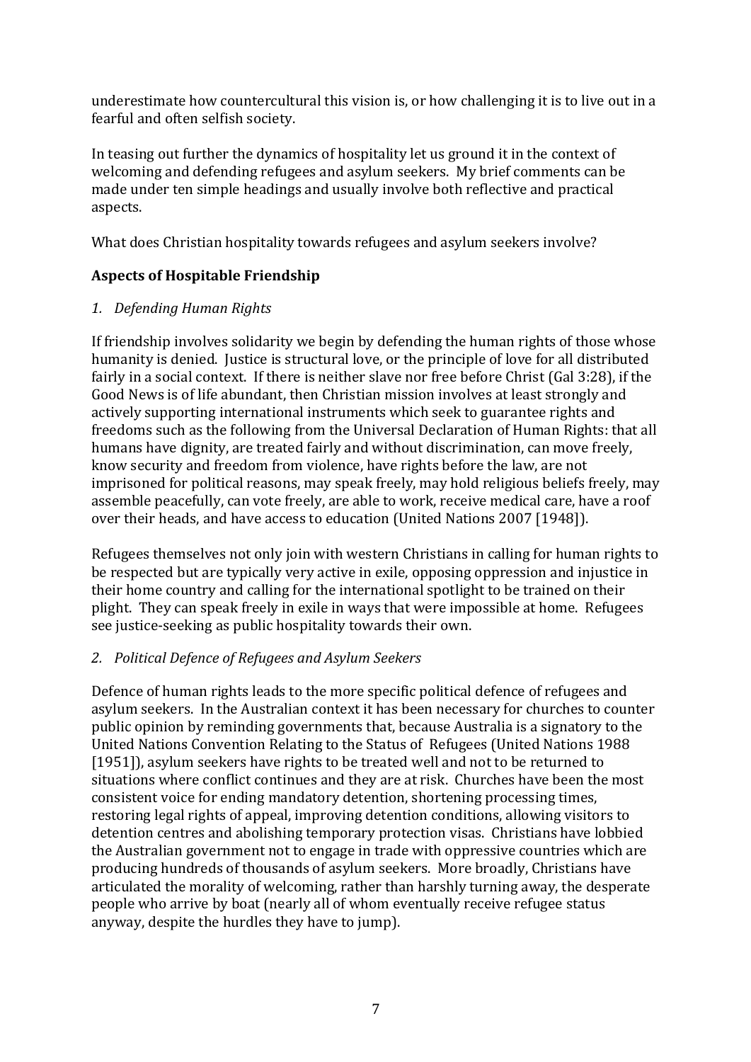underestimate how countercultural this vision is, or how challenging it is to live out in a fearful and often selfish society.

In teasing out further the dynamics of hospitality let us ground it in the context of welcoming and defending refugees and asylum seekers. My brief comments can be made under ten simple headings and usually involve both reflective and practical aspects.

What does Christian hospitality towards refugees and asylum seekers involve?

### Aspects of Hospitable Friendship

*1. Defending Human Rights*

If friendship involves solidarity we begin by defending the human rights of those whose humanity is denied. Justice is structural love, or the principle of love for all distributed fairly in a social context. If there is neither slave nor free before Christ (Gal 3:28), if the Good News is of life abundant, then Christian mission involves at least strongly and actively supporting international instruments which seek to guarantee rights and freedoms such as the following from the Universal Declaration of Human Rights: that all humans have dignity, are treated fairly and without discrimination, can move freely, know security and freedom from violence, have rights before the law, are not imprisoned for political reasons, may speak freely, may hold religious beliefs freely, may assemble peacefully, can vote freely, are able to work, receive medical care, have a roof over their heads, and have access to education (United Nations 2007 [1948]).

Refugees themselves not only join with western Christians in calling for human rights to be respected but are typically very active in exile, opposing oppression and injustice in their home country and calling for the international spotlight to be trained on their plight. They can speak freely in exile in ways that were impossible at home. Refugees see justice-seeking as public hospitality towards their own.

*2. Political Defence of Refugees and Asylum Seekers*

Defence of human rights leads to the more specific political defence of refugees and asylum seekers. In the Australian context it has been necessary for churches to counter public opinion by reminding governments that, because Australia is a signatory to the United Nations Convention Relating to the Status of Refugees (United Nations 1988 [1951]), asylum seekers have rights to be treated well and not to be returned to situations where conflict continues and they are at risk. Churches have been the most consistent voice for ending mandatory detention, shortening processing times, restoring legal rights of appeal, improving detention conditions, allowing visitors to detention centres and abolishing temporary protection visas. Christians have lobbied the Australian government not to engage in trade with oppressive countries which are producing hundreds of thousands of asylum seekers. More broadly, Christians have articulated the morality of welcoming, rather than harshly turning away, the desperate people who arrive by boat (nearly all of whom eventually receive refugee status anyway, despite the hurdles they have to jump).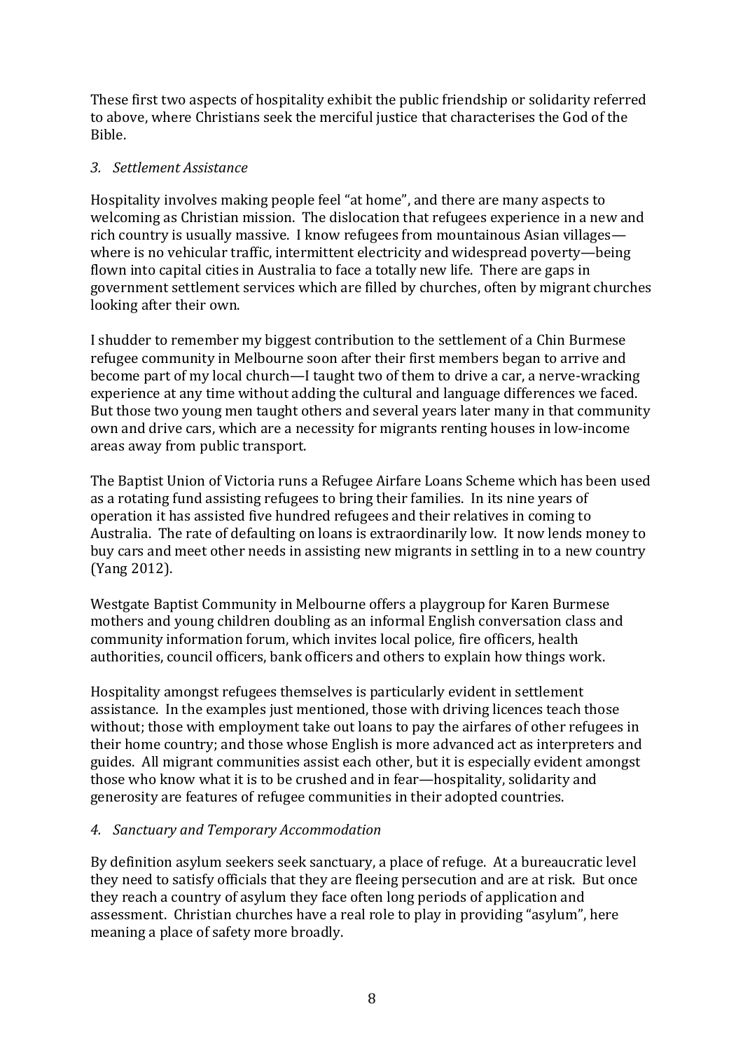These first two aspects of hospitality exhibit the public friendship or solidarity referred to above, where Christians seek the merciful justice that characterises the God of the Bible.

### *3. Settlement Assistance*

Hospitality involves making people feel "at home", and there are many aspects to welcoming as Christian mission. The dislocation that refugees experience in a new and rich country is usually massive. I know refugees from mountainous Asian villages—where is no vehicular traffic, intermittent electricity and widespread poverty—being flown into capital cities in Australia to face a totally new life. There are gaps in government settlement services which are filled by churches, often by migrant churches looking after their own.

I shudder to remember my biggest contribution to the settlement of a Chin Burmese refugee community in Melbourne soon after their first members began to arrive and become part of my local church—I taught two of them to drive a car, a nerve-wracking experience at any time without adding the cultural and language differences we faced. But those two young men taught others and several years later many in that community own and drive cars, which are a necessity for migrants renting houses in low-income areas away from public transport.

The Baptist Union of Victoria runs a Refugee Airfare Loans Scheme which has been used as a rotating fund assisting refugees to bring their families. In its nine years of operation it has assisted five hundred refugees and their relatives in coming to Australia. The rate of defaulting on loans is extraordinarily low. It now lends money to buy cars and meet other needs in assisting new migrants in settling in to a new country (Yang 2012).

Westgate Baptist Community in Melbourne offers a playgroup for Karen Burmese mothers and young children doubling as an informal English conversation class and community information forum, which invites local police, fire officers, health authorities, council officers, bank officers and others to explain how things work.

Hospitality amongst refugees themselves is particularly evident in settlement assistance. In the examples just mentioned, those with driving licences teach those without; those with employment take out loans to pay the airfares of other refugees in their home country; and those whose English is more advanced act as interpreters and guides. All migrant communities assist each other, but it is especially evident amongst those who know what it is to be crushed and in fear—hospitality, solidarity and generosity are features of refugee communities in their adopted countries.

### *4. Sanctuary and Temporary Accommodation*

By definition asylum seekers seek sanctuary, a place of refuge. At a bureaucratic level they need to satisfy officials that they are fleeing persecution and are at risk. But once they reach a country of asylum they face often long periods of application and assessment. Christian churches have a real role to play in providing "asylum", here meaning a place of safety more broadly.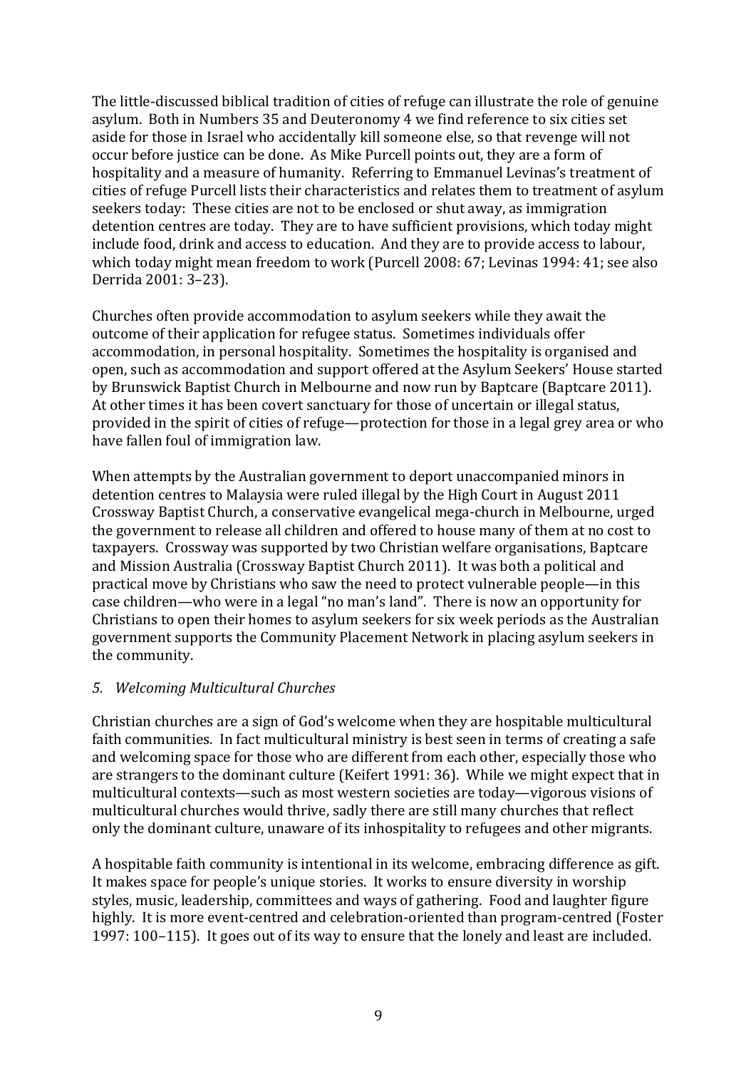The little-discussed biblical tradition of cities of refuge can illustrate the role of genuine asylum. Both in Numbers 35 and Deuteronomy 4 we find reference to six cities set aside for those in Israel who accidentally kill someone else, so that revenge will not occur before justice can be done. As Mike Purcell points out, they are a form of hospitality and a measure of humanity. Referring to Emmanuel Levinas's treatment of cities of refuge Purcell lists their characteristics and relates them to treatment of asylum seekers today: These cities are not to be enclosed or shut away, as immigration detention centres are today. They are to have sufficient provisions, which today might include food, drink and access to education. And they are to provide access to labour, which today might mean freedom to work (Purcell 2008: 67; Levinas 1994: 41; see also Derrida 2001: 3–23).

Churches often provide accommodation to asylum seekers while they await the outcome of their application for refugee status. Sometimes individuals offer accommodation, in personal hospitality. Sometimes the hospitality is organised and open, such as accommodation and support offered at the Asylum Seekers' House started by Brunswick Baptist Church in Melbourne and now run by Baptcare (Baptcare 2011). At other times it has been covert sanctuary for those of uncertain or illegal status, provided in the spirit of cities of refuge—protection for those in a legal grey area or who have fallen foul of immigration law.

When attempts by the Australian government to deport unaccompanied minors in detention centres to Malaysia were ruled illegal by the High Court in August 2011 Crossway Baptist Church, a conservative evangelical mega-church in Melbourne, urged the government to release all children and offered to house many of them at no cost to taxpayers. Crossway was supported by two Christian welfare organisations, Baptcare and Mission Australia (Crossway Baptist Church 2011). It was both a political and practical move by Christians who saw the need to protect vulnerable people—in this case children—who were in a legal "no man's land". There is now an opportunity for Christians to open their homes to asylum seekers for six week periods as the Australian government supports the Community Placement Network in placing asylum seekers in the community.

### *5. Welcoming Multicultural Churches*

Christian churches are a sign of God's welcome when they are hospitable multicultural faith communities. In fact multicultural ministry is best seen in terms of creating a safe and welcoming space for those who are different from each other, especially those who are strangers to the dominant culture (Keifert 1991: 36). While we might expect that in multicultural contexts—such as most western societies are today—vigorous visions of multicultural churches would thrive, sadly there are still many churches that reflect only the dominant culture, unaware of its inhospitality to refugees and other migrants.

A hospitable faith community is intentional in its welcome, embracing difference as gift. It makes space for people's unique stories. It works to ensure diversity in worship styles, music, leadership, committees and ways of gathering. Food and laughter figure highly. It is more event-centred and celebration-oriented than program-centred (Foster 1997: 100–115). It goes out of its way to ensure that the lonely and least are included.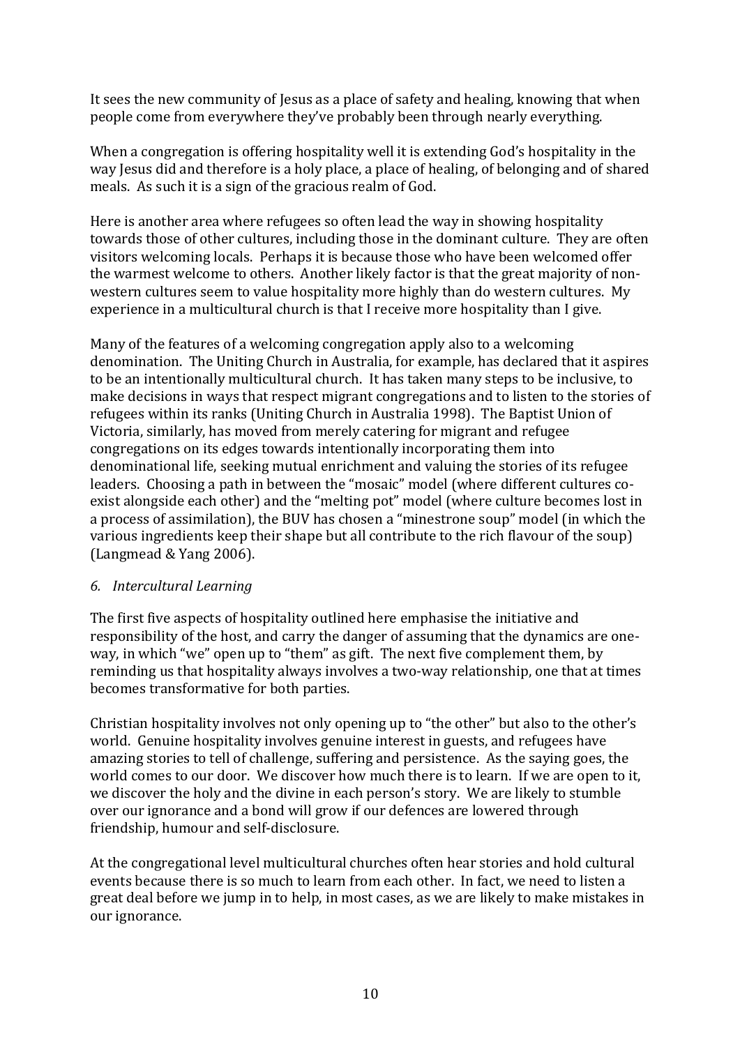It sees the new community of Jesus as a place of safety and healing, knowing that when people come from everywhere they've probably been through nearly everything.

When a congregation is offering hospitality well it is extending God's hospitality in the way Jesus did and therefore is a holy place, a place of healing, of belonging and of shared meals. As such it is a sign of the gracious realm of God.

Here is another area where refugees so often lead the way in showing hospitality towards those of other cultures, including those in the dominant culture. They are often visitors welcoming locals. Perhaps it is because those who have been welcomed offer the warmest welcome to others. Another likely factor is that the great majority of non-western cultures seem to value hospitality more highly than do western cultures. My experience in a multicultural church is that I receive more hospitality than I give.

Many of the features of a welcoming congregation apply also to a welcoming denomination. The Uniting Church in Australia, for example, has declared that it aspires to be an intentionally multicultural church. It has taken many steps to be inclusive, to make decisions in ways that respect migrant congregations and to listen to the stories of refugees within its ranks (Uniting Church in Australia 1998). The Baptist Union of Victoria, similarly, has moved from merely catering for migrant and refugee congregations on its edges towards intentionally incorporating them into denominational life, seeking mutual enrichment and valuing the stories of its refugee leaders. Choosing a path in between the "mosaic" model (where different cultures co-exist alongside each other) and the "melting pot" model (where culture becomes lost in a process of assimilation), the BUV has chosen a "minestrone soup" model (in which the various ingredients keep their shape but all contribute to the rich flavour of the soup) (Langmead & Yang 2006).

*6. Intercultural Learning*

The first five aspects of hospitality outlined here emphasise the initiative and responsibility of the host, and carry the danger of assuming that the dynamics are one-way, in which "we" open up to "them" as gift. The next five complement them, by reminding us that hospitality always involves a two-way relationship, one that at times becomes transformative for both parties.

Christian hospitality involves not only opening up to "the other" but also to the other's world. Genuine hospitality involves genuine interest in guests, and refugees have amazing stories to tell of challenge, suffering and persistence. As the saying goes, the world comes to our door. We discover how much there is to learn. If we are open to it, we discover the holy and the divine in each person's story. We are likely to stumble over our ignorance and a bond will grow if our defences are lowered through friendship, humour and self-disclosure.

At the congregational level multicultural churches often hear stories and hold cultural events because there is so much to learn from each other. In fact, we need to listen a great deal before we jump in to help, in most cases, as we are likely to make mistakes in our ignorance.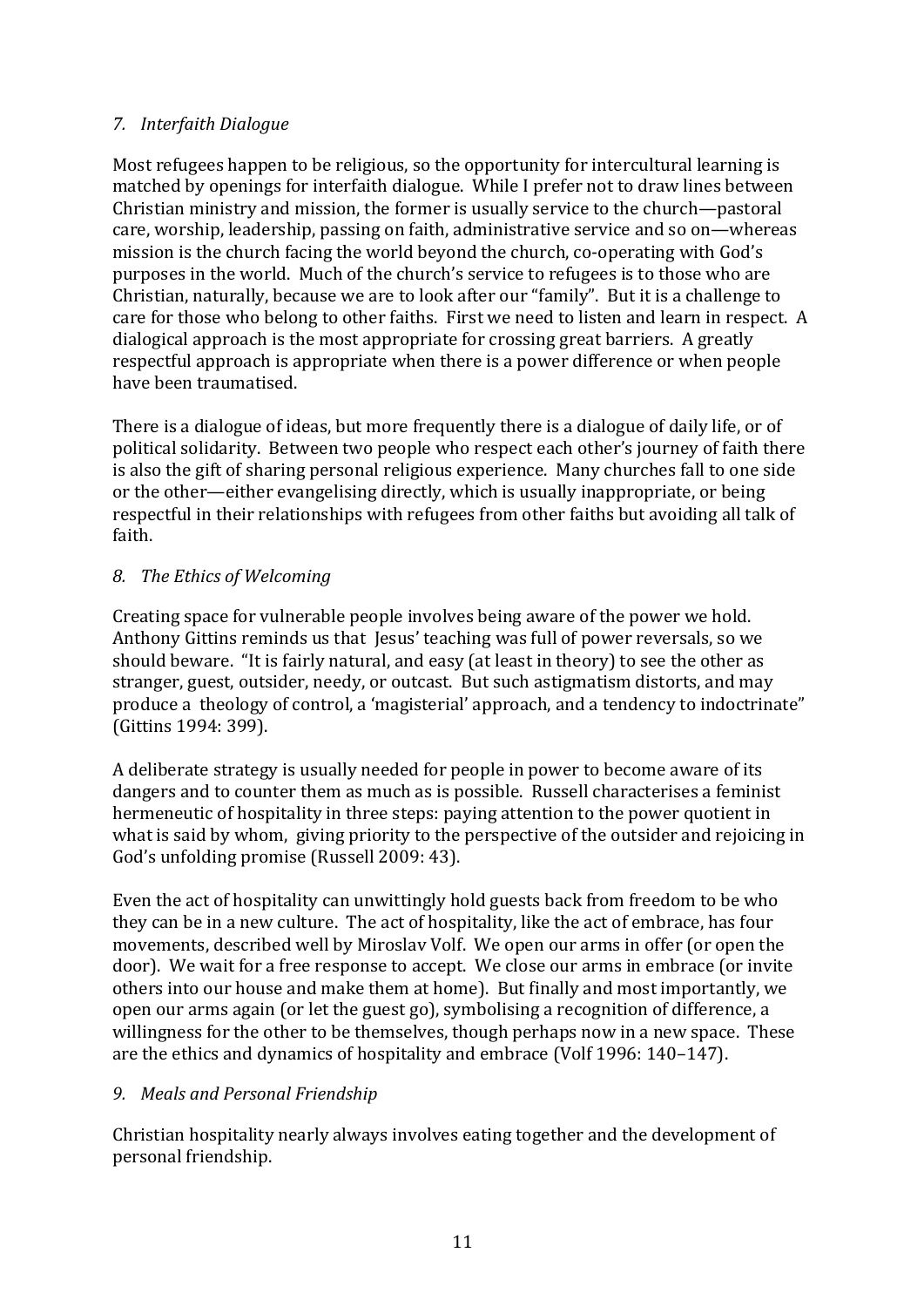### *7. Interfaith Dialogue*

Most refugees happen to be religious, so the opportunity for intercultural learning is matched by openings for interfaith dialogue. While I prefer not to draw lines between Christian ministry and mission, the former is usually service to the church—pastoral care, worship, leadership, passing on faith, administrative service and so on—whereas mission is the church facing the world beyond the church, co-operating with God's purposes in the world. Much of the church's service to refugees is to those who are Christian, naturally, because we are to look after our "family". But it is a challenge to care for those who belong to other faiths. First we need to listen and learn in respect. A dialogical approach is the most appropriate for crossing great barriers. A greatly respectful approach is appropriate when there is a power difference or when people have been traumatised.

There is a dialogue of ideas, but more frequently there is a dialogue of daily life, or of political solidarity. Between two people who respect each other's journey of faith there is also the gift of sharing personal religious experience. Many churches fall to one side or the other—either evangelising directly, which is usually inappropriate, or being respectful in their relationships with refugees from other faiths but avoiding all talk of faith.

### *8. The Ethics of Welcoming*

Creating space for vulnerable people involves being aware of the power we hold. Anthony Gittins reminds us that Jesus' teaching was full of power reversals, so we should beware. "It is fairly natural, and easy (at least in theory) to see the other as stranger, guest, outsider, needy, or outcast. But such astigmatism distorts, and may produce a theology of control, a 'magisterial' approach, and a tendency to indoctrinate" (Gittins 1994: 399).

A deliberate strategy is usually needed for people in power to become aware of its dangers and to counter them as much as is possible. Russell characterises a feminist hermeneutic of hospitality in three steps: paying attention to the power quotient in what is said by whom, giving priority to the perspective of the outsider and rejoicing in God's unfolding promise (Russell 2009: 43).

Even the act of hospitality can unwittingly hold guests back from freedom to be who they can be in a new culture. The act of hospitality, like the act of embrace, has four movements, described well by Miroslav Volf. We open our arms in offer (or open the door). We wait for a free response to accept. We close our arms in embrace (or invite others into our house and make them at home). But finally and most importantly, we open our arms again (or let the guest go), symbolising a recognition of difference, a willingness for the other to be themselves, though perhaps now in a new space. These are the ethics and dynamics of hospitality and embrace (Volf 1996: 140–147).

### *9. Meals and Personal Friendship*

Christian hospitality nearly always involves eating together and the development of personal friendship.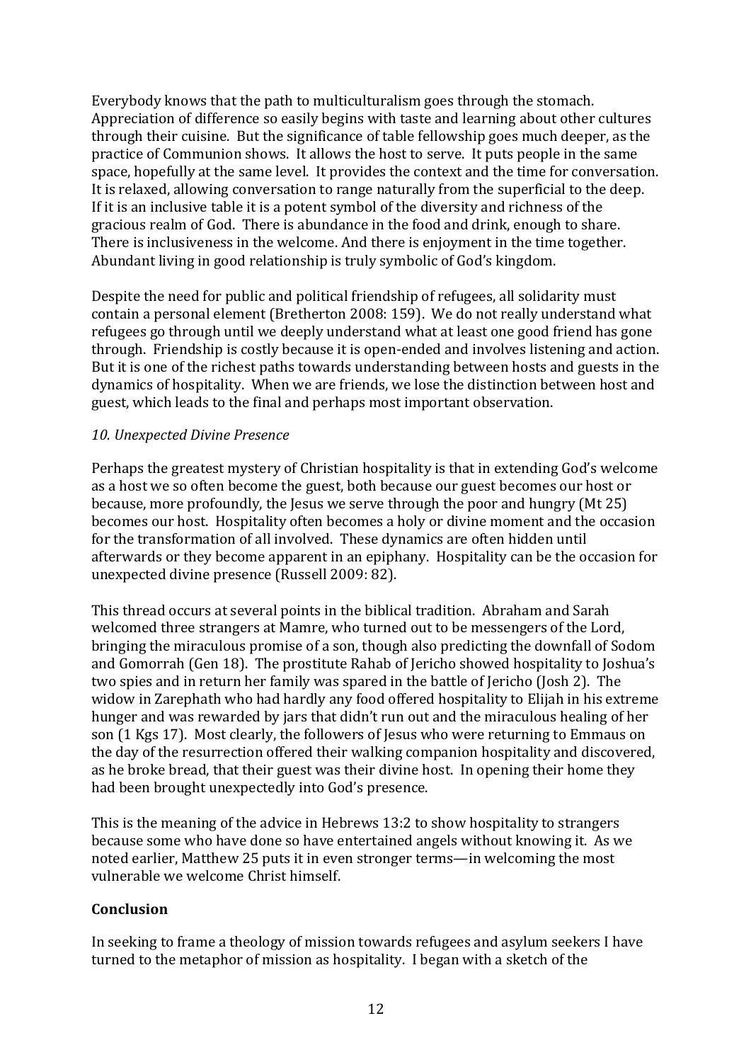Everybody knows that the path to multiculturalism goes through the stomach. Appreciation of difference so easily begins with taste and learning about other cultures through their cuisine. But the significance of table fellowship goes much deeper, as the practice of Communion shows. It allows the host to serve. It puts people in the same space, hopefully at the same level. It provides the context and the time for conversation. It is relaxed, allowing conversation to range naturally from the superficial to the deep. If it is an inclusive table it is a potent symbol of the diversity and richness of the gracious realm of God. There is abundance in the food and drink, enough to share. There is inclusiveness in the welcome. And there is enjoyment in the time together. Abundant living in good relationship is truly symbolic of God's kingdom.

Despite the need for public and political friendship of refugees, all solidarity must contain a personal element (Bretherton 2008: 159). We do not really understand what refugees go through until we deeply understand what at least one good friend has gone through. Friendship is costly because it is open-ended and involves listening and action. But it is one of the richest paths towards understanding between hosts and guests in the dynamics of hospitality. When we are friends, we lose the distinction between host and guest, which leads to the final and perhaps most important observation.

### *10. Unexpected Divine Presence*

Perhaps the greatest mystery of Christian hospitality is that in extending God's welcome as a host we so often become the guest, both because our guest becomes our host or because, more profoundly, the Jesus we serve through the poor and hungry (Mt 25) becomes our host. Hospitality often becomes a holy or divine moment and the occasion for the transformation of all involved. These dynamics are often hidden until afterwards or they become apparent in an epiphany. Hospitality can be the occasion for unexpected divine presence (Russell 2009: 82).

This thread occurs at several points in the biblical tradition. Abraham and Sarah welcomed three strangers at Mamre, who turned out to be messengers of the Lord, bringing the miraculous promise of a son, though also predicting the downfall of Sodom and Gomorrah (Gen 18). The prostitute Rahab of Jericho showed hospitality to Joshua's two spies and in return her family was spared in the battle of Jericho (Josh 2). The widow in Zarephath who had hardly any food offered hospitality to Elijah in his extreme hunger and was rewarded by jars that didn't run out and the miraculous healing of her son (1 Kgs 17). Most clearly, the followers of Jesus who were returning to Emmaus on the day of the resurrection offered their walking companion hospitality and discovered, as he broke bread, that their guest was their divine host. In opening their home they had been brought unexpectedly into God's presence.

This is the meaning of the advice in Hebrews 13:2 to show hospitality to strangers because some who have done so have entertained angels without knowing it. As we noted earlier, Matthew 25 puts it in even stronger terms—in welcoming the most vulnerable we welcome Christ himself.

## **Conclusion**

In seeking to frame a theology of mission towards refugees and asylum seekers I have turned to the metaphor of mission as hospitality. I began with a sketch of the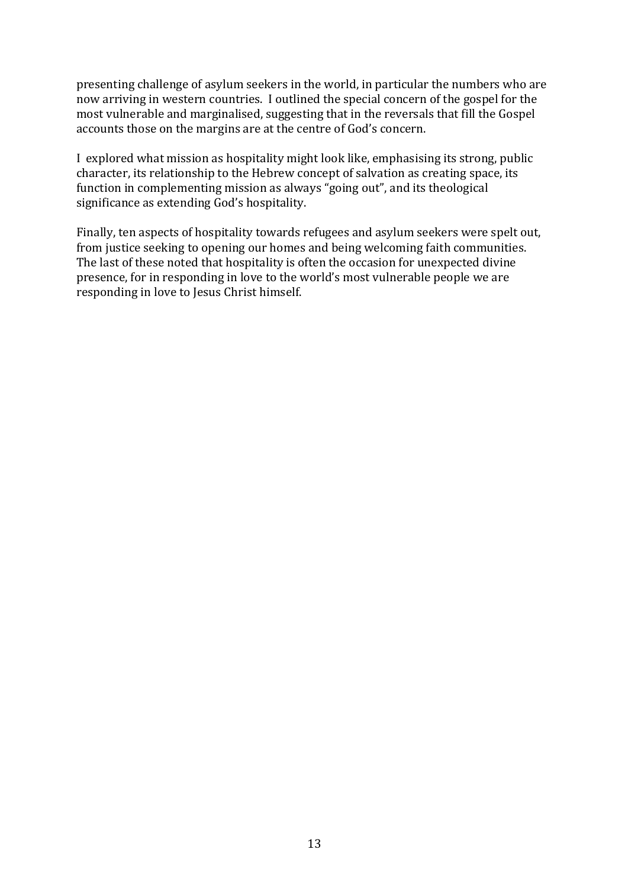presenting challenge of asylum seekers in the world, in particular the numbers who are now arriving in western countries. I outlined the special concern of the gospel for the most vulnerable and marginalised, suggesting that in the reversals that fill the Gospel accounts those on the margins are at the centre of God's concern.

I explored what mission as hospitality might look like, emphasising its strong, public character, its relationship to the Hebrew concept of salvation as creating space, its function in complementing mission as always "going out", and its theological significance as extending God's hospitality.

Finally, ten aspects of hospitality towards refugees and asylum seekers were spelt out, from justice seeking to opening our homes and being welcoming faith communities. The last of these noted that hospitality is often the occasion for unexpected divine presence, for in responding in love to the world's most vulnerable people we are responding in love to Jesus Christ himself.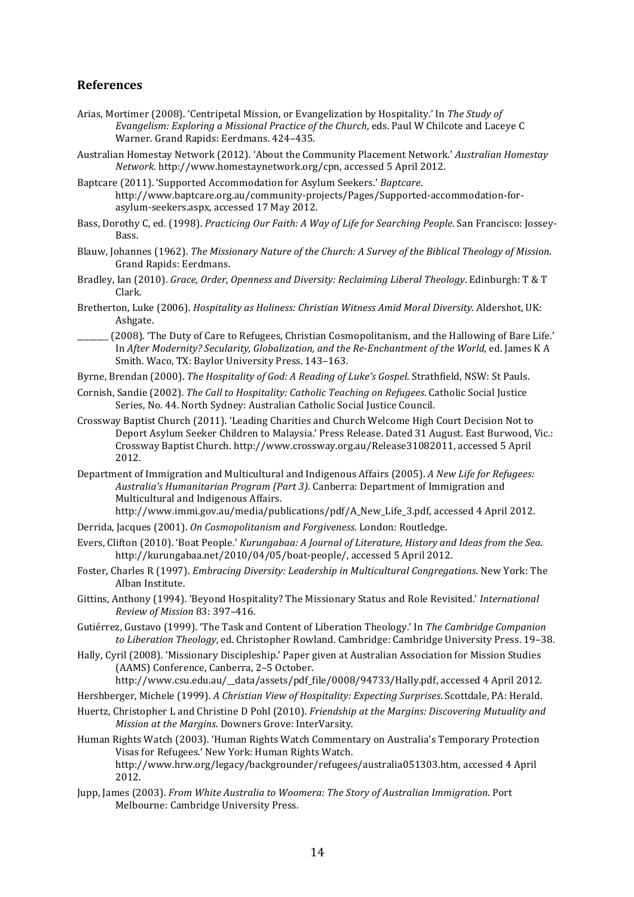## References

Arias, Mortimer (2008). 'Centripetal Mission, or Evangelization by Hospitality.' In *The Study of Evangelism: Exploring a Missional Practice of the Church*, eds. Paul W Chilcote and Laceye C Warner. Grand Rapids: Eerdmans. 424–435.

Australian Homestay Network (2012). 'About the Community Placement Network.' *Australian Homestay Network*. http://www.homestaynetwork.org/cpn, accessed 5 April 2012.

Baptcare (2011). 'Supported Accommodation for Asylum Seekers.' *Baptcare*. http://www.baptcare.org.au/community-projects/Pages/Supported-accommodation-for-asylum-seekers.aspx, accessed 17 May 2012.

Bass, Dorothy C, ed. (1998). *Practicing Our Faith: A Way of Life for Searching People*. San Francisco: Jossey-Bass.

Blauw, Johannes (1962). *The Missionary Nature of the Church: A Survey of the Biblical Theology of Mission*. Grand Rapids: Eerdmans.

Bradley, Ian (2010). *Grace, Order, Openness and Diversity: Reclaiming Liberal Theology*. Edinburgh: T & T Clark.

Bretherton, Luke (2006). *Hospitality as Holiness: Christian Witness Amid Moral Diversity*. Aldershot, UK: Ashgate.

________ (2008). 'The Duty of Care to Refugees, Christian Cosmopolitanism, and the Hallowing of Bare Life.' In *After Modernity? Secularity, Globalization, and the Re-Enchantment of the World*, ed. James K A Smith. Waco, TX: Baylor University Press. 143–163.

Byrne, Brendan (2000). *The Hospitality of God: A Reading of Luke's Gospel*. Strathfield, NSW: St Pauls.

Cornish, Sandie (2002). *The Call to Hospitality: Catholic Teaching on Refugees*. Catholic Social Justice Series, No. 44. North Sydney: Australian Catholic Social Justice Council.

Crossway Baptist Church (2011). 'Leading Charities and Church Welcome High Court Decision Not to Deport Asylum Seeker Children to Malaysia.' Press Release. Dated 31 August. East Burwood, Vic.: Crossway Baptist Church. http://www.crossway.org.au/Release31082011, accessed 5 April 2012.

Department of Immigration and Multicultural and Indigenous Affairs (2005). *A New Life for Refugees: Australia's Humanitarian Program (Part 3)*. Canberra: Department of Immigration and Multicultural and Indigenous Affairs. http://www.immi.gov.au/media/publications/pdf/A_New_Life_3.pdf, accessed 4 April 2012.

Derrida, Jacques (2001). *On Cosmopolitanism and Forgiveness*. London: Routledge.

Evers, Clifton (2010). 'Boat People.' *Kurungabaa: A Journal of Literature, History and Ideas from the Sea*. http://kurungabaa.net/2010/04/05/boat-people/, accessed 5 April 2012.

Foster, Charles R (1997). *Embracing Diversity: Leadership in Multicultural Congregations*. New York: The Alban Institute.

Gittins, Anthony (1994). 'Beyond Hospitality? The Missionary Status and Role Revisited.' *International Review of Mission* 83: 397–416.

Gutiérrez, Gustavo (1999). 'The Task and Content of Liberation Theology.' In *The Cambridge Companion to Liberation Theology*, ed. Christopher Rowland. Cambridge: Cambridge University Press. 19–38.

Hally, Cyril (2008). 'Missionary Discipleship.' Paper given at Australian Association for Mission Studies (AAMS) Conference, Canberra, 2–5 October. http://www.csu.edu.au/__data/assets/pdf_file/0008/94733/Hally.pdf, accessed 4 April 2012.

Hershberger, Michele (1999). *A Christian View of Hospitality: Expecting Surprises*. Scottdale, PA: Herald.

Huertz, Christopher L and Christine D Pohl (2010). *Friendship at the Margins: Discovering Mutuality and Mission at the Margins*. Downers Grove: InterVarsity.

Human Rights Watch (2003). 'Human Rights Watch Commentary on Australia's Temporary Protection Visas for Refugees.' New York: Human Rights Watch. http://www.hrw.org/legacy/backgrounder/refugees/australia051303.htm, accessed 4 April 2012.

Jupp, James (2003). *From White Australia to Woomera: The Story of Australian Immigration*. Port Melbourne: Cambridge University Press.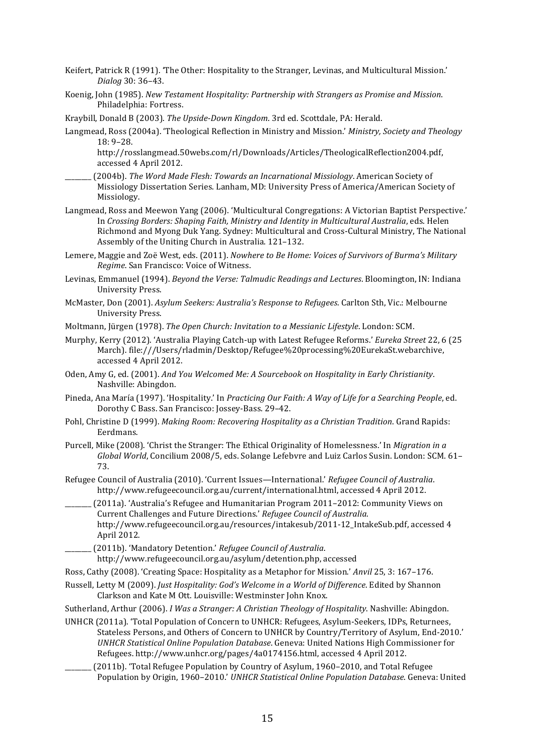Keifert, Patrick R (1991). 'The Other: Hospitality to the Stranger, Levinas, and Multicultural Mission.' *Dialog* 30: 36–43.

Koenig, John (1985). *New Testament Hospitality: Partnership with Strangers as Promise and Mission*. Philadelphia: Fortress.

Kraybill, Donald B (2003). *The Upside-Down Kingdom*. 3rd ed. Scottdale, PA: Herald.

Langmead, Ross (2004a). 'Theological Reflection in Ministry and Mission.' *Ministry, Society and Theology* 18: 9–28. http://rosslangmead.50webs.com/rl/Downloads/Articles/TheologicalReflection2004.pdf, accessed 4 April 2012.

________ (2004b). *The Word Made Flesh: Towards an Incarnational Missiology*. American Society of Missiology Dissertation Series. Lanham, MD: University Press of America/American Society of Missiology.

Langmead, Ross and Meewon Yang (2006). 'Multicultural Congregations: A Victorian Baptist Perspective.' In *Crossing Borders: Shaping Faith, Ministry and Identity in Multicultural Australia*, eds. Helen Richmond and Myong Duk Yang. Sydney: Multicultural and Cross-Cultural Ministry, The National Assembly of the Uniting Church in Australia. 121–132.

Lemere, Maggie and Zoë West, eds. (2011). *Nowhere to Be Home: Voices of Survivors of Burma's Military Regime*. San Francisco: Voice of Witness.

Levinas, Emmanuel (1994). *Beyond the Verse: Talmudic Readings and Lectures*. Bloomington, IN: Indiana University Press.

McMaster, Don (2001). *Asylum Seekers: Australia's Response to Refugees*. Carlton Sth, Vic.: Melbourne University Press.

Moltmann, Jürgen (1978). *The Open Church: Invitation to a Messianic Lifestyle*. London: SCM.

Murphy, Kerry (2012). 'Australia Playing Catch-up with Latest Refugee Reforms.' *Eureka Street* 22, 6 (25 March). file:///Users/rladmin/Desktop/Refugee%20processing%20EurekaSt.webarchive, accessed 4 April 2012.

Oden, Amy G, ed. (2001). *And You Welcomed Me: A Sourcebook on Hospitality in Early Christianity*. Nashville: Abingdon.

Pineda, Ana María (1997). 'Hospitality.' In *Practicing Our Faith: A Way of Life for a Searching People*, ed. Dorothy C Bass. San Francisco: Jossey-Bass. 29–42.

Pohl, Christine D (1999). *Making Room: Recovering Hospitality as a Christian Tradition*. Grand Rapids: Eerdmans.

Purcell, Mike (2008). 'Christ the Stranger: The Ethical Originality of Homelessness.' In *Migration in a Global World*, Concilium 2008/5, eds. Solange Lefebvre and Luiz Carlos Susin. London: SCM. 61–73.

Refugee Council of Australia (2010). 'Current Issues—International.' *Refugee Council of Australia*. http://www.refugeecouncil.org.au/current/international.html, accessed 4 April 2012.

________ (2011a). 'Australia's Refugee and Humanitarian Program 2011–2012: Community Views on Current Challenges and Future Directions.' *Refugee Council of Australia*. http://www.refugeecouncil.org.au/resources/intakesub/2011-12_IntakeSub.pdf, accessed 4 April 2012.

________ (2011b). 'Mandatory Detention.' *Refugee Council of Australia*. http://www.refugeecouncil.org.au/asylum/detention.php, accessed

Ross, Cathy (2008). 'Creating Space: Hospitality as a Metaphor for Mission.' *Anvil* 25, 3: 167–176.

Russell, Letty M (2009). *Just Hospitality: God's Welcome in a World of Difference*. Edited by Shannon Clarkson and Kate M Ott. Louisville: Westminster John Knox.

Sutherland, Arthur (2006). *I Was a Stranger: A Christian Theology of Hospitality*. Nashville: Abingdon.

UNHCR (2011a). 'Total Population of Concern to UNHCR: Refugees, Asylum-Seekers, IDPs, Returnees, Stateless Persons, and Others of Concern to UNHCR by Country/Territory of Asylum, End-2010.' *UNHCR Statistical Online Population Database*. Geneva: United Nations High Commissioner for Refugees. http://www.unhcr.org/pages/4a0174156.html, accessed 4 April 2012.

________ (2011b). 'Total Refugee Population by Country of Asylum, 1960–2010, and Total Refugee Population by Origin, 1960–2010.' *UNHCR Statistical Online Population Database*. Geneva: United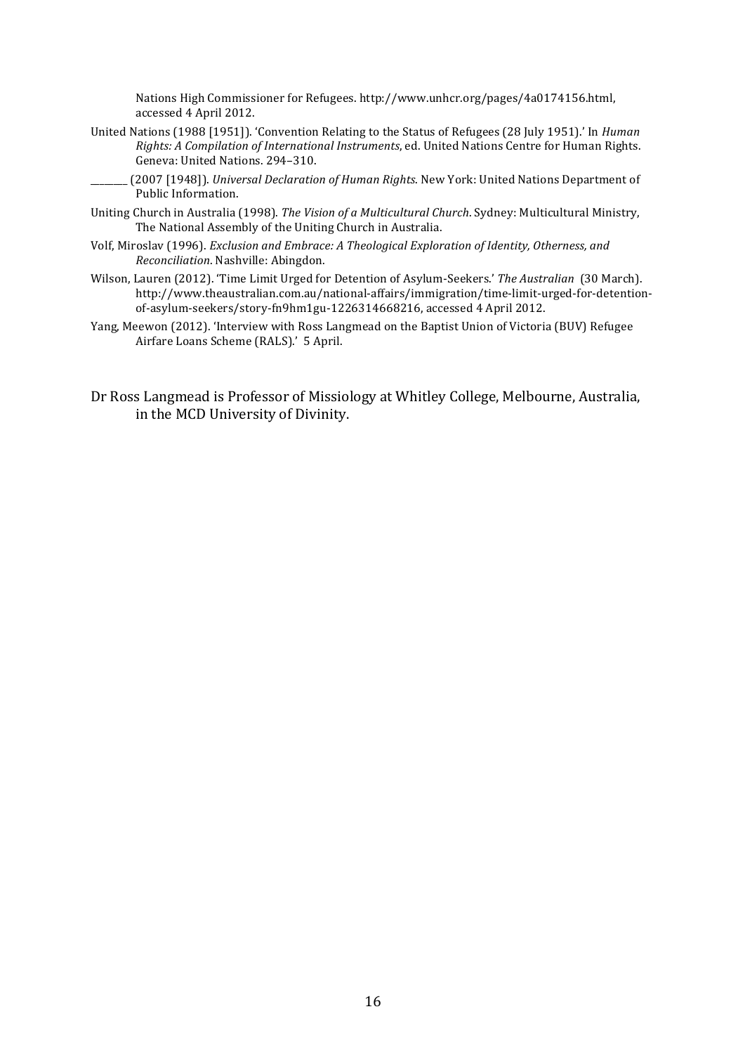Nations High Commissioner for Refugees. http://www.unhcr.org/pages/4a0174156.html, accessed 4 April 2012.

United Nations (1988 [1951]). 'Convention Relating to the Status of Refugees (28 July 1951).' In *Human Rights: A Compilation of International Instruments*, ed. United Nations Centre for Human Rights. Geneva: United Nations. 294–310.

________ (2007 [1948]). *Universal Declaration of Human Rights*. New York: United Nations Department of Public Information.

Uniting Church in Australia (1998). *The Vision of a Multicultural Church*. Sydney: Multicultural Ministry, The National Assembly of the Uniting Church in Australia.

Volf, Miroslav (1996). *Exclusion and Embrace: A Theological Exploration of Identity, Otherness, and Reconciliation*. Nashville: Abingdon.

Wilson, Lauren (2012). 'Time Limit Urged for Detention of Asylum-Seekers.' *The Australian* (30 March). http://www.theaustralian.com.au/national-affairs/immigration/time-limit-urged-for-detention-of-asylum-seekers/story-fn9hm1gu-1226314668216, accessed 4 April 2012.

Yang, Meewon (2012). 'Interview with Ross Langmead on the Baptist Union of Victoria (BUV) Refugee Airfare Loans Scheme (RALS).' 5 April.

Dr Ross Langmead is Professor of Missiology at Whitley College, Melbourne, Australia, in the MCD University of Divinity.